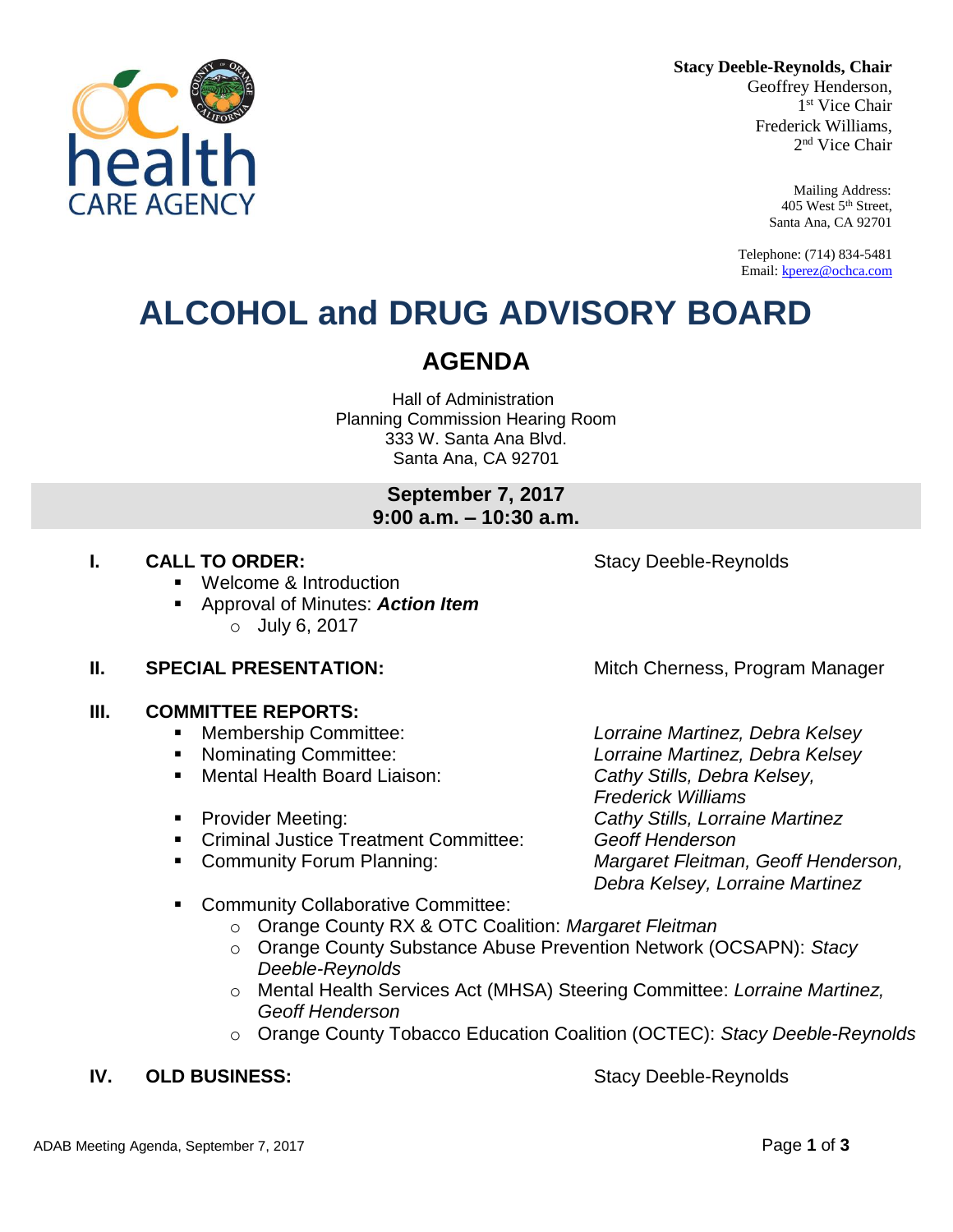**Stacy Deeble-Reynolds, Chair**
Geoffrey Henderson, 1st Vice Chair
Frederick Williams, 2nd Vice Chair

Mailing Address:
405 West 5th Street,
Santa Ana, CA 92701

Telephone: (714) 834-5481
Email: kperez@ochca.com

# ALCOHOL and DRUG ADVISORY BOARD

## AGENDA

Hall of Administration
Planning Commission Hearing Room
333 W. Santa Ana Blvd.
Santa Ana, CA 92701

**September 7, 2017**
**9:00 a.m. – 10:30 a.m.**

**I. CALL TO ORDER:** Stacy Deeble-Reynolds

- Welcome & Introduction
- Approval of Minutes: ***Action Item***
  - July 6, 2017

**II. SPECIAL PRESENTATION:** Mitch Cherness, Program Manager

**III. COMMITTEE REPORTS:**

- Membership Committee: *Lorraine Martinez, Debra Kelsey*
- Nominating Committee: *Lorraine Martinez, Debra Kelsey*
- Mental Health Board Liaison: *Cathy Stills, Debra Kelsey, Frederick Williams*
- Provider Meeting: *Cathy Stills, Lorraine Martinez*
- Criminal Justice Treatment Committee: *Geoff Henderson*
- Community Forum Planning: *Margaret Fleitman, Geoff Henderson, Debra Kelsey, Lorraine Martinez*
- Community Collaborative Committee:
  - Orange County RX & OTC Coalition: *Margaret Fleitman*
  - Orange County Substance Abuse Prevention Network (OCSAPN): *Stacy Deeble-Reynolds*
  - Mental Health Services Act (MHSA) Steering Committee: *Lorraine Martinez, Geoff Henderson*
  - Orange County Tobacco Education Coalition (OCTEC): *Stacy Deeble-Reynolds*

**IV. OLD BUSINESS:** Stacy Deeble-Reynolds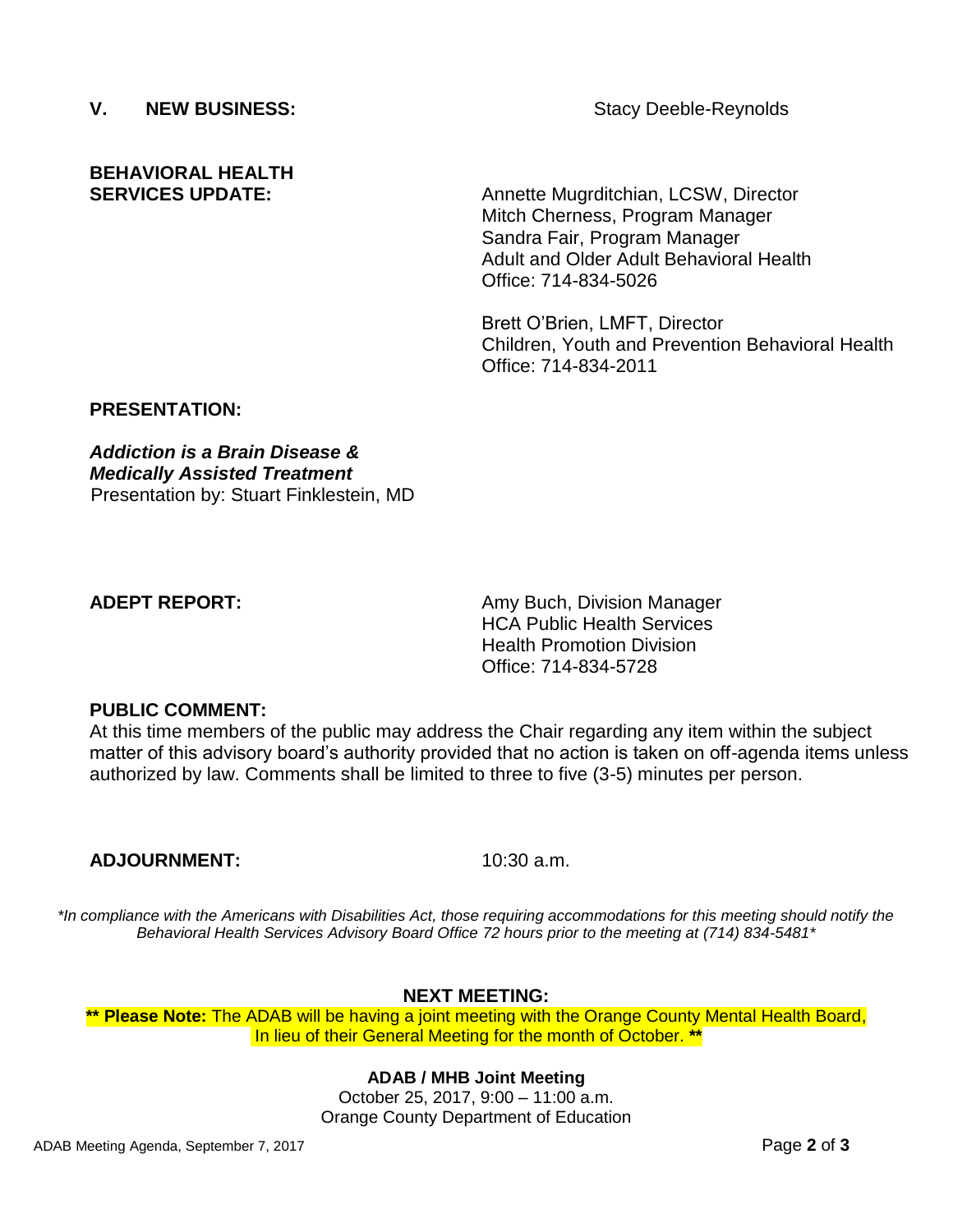## V. NEW BUSINESS:

Stacy Deeble-Reynolds

**BEHAVIORAL HEALTH SERVICES UPDATE:**

Annette Mugrditchian, LCSW, Director
Mitch Cherness, Program Manager
Sandra Fair, Program Manager
Adult and Older Adult Behavioral Health
Office: 714-834-5026

Brett O'Brien, LMFT, Director
Children, Youth and Prevention Behavioral Health
Office: 714-834-2011

**PRESENTATION:**

***Addiction is a Brain Disease & Medically Assisted Treatment***
Presentation by: Stuart Finklestein, MD

**ADEPT REPORT:**

Amy Buch, Division Manager
HCA Public Health Services
Health Promotion Division
Office: 714-834-5728

**PUBLIC COMMENT:**
At this time members of the public may address the Chair regarding any item within the subject matter of this advisory board's authority provided that no action is taken on off-agenda items unless authorized by law. Comments shall be limited to three to five (3-5) minutes per person.

**ADJOURNMENT:** 10:30 a.m.

*\*In compliance with the Americans with Disabilities Act, those requiring accommodations for this meeting should notify the Behavioral Health Services Advisory Board Office 72 hours prior to the meeting at (714) 834-5481\**

**NEXT MEETING:**

**\*\* Please Note:** The ADAB will be having a joint meeting with the Orange County Mental Health Board, In lieu of their General Meeting for the month of October. **\*\***

**ADAB / MHB Joint Meeting**
October 25, 2017, 9:00 – 11:00 a.m.
Orange County Department of Education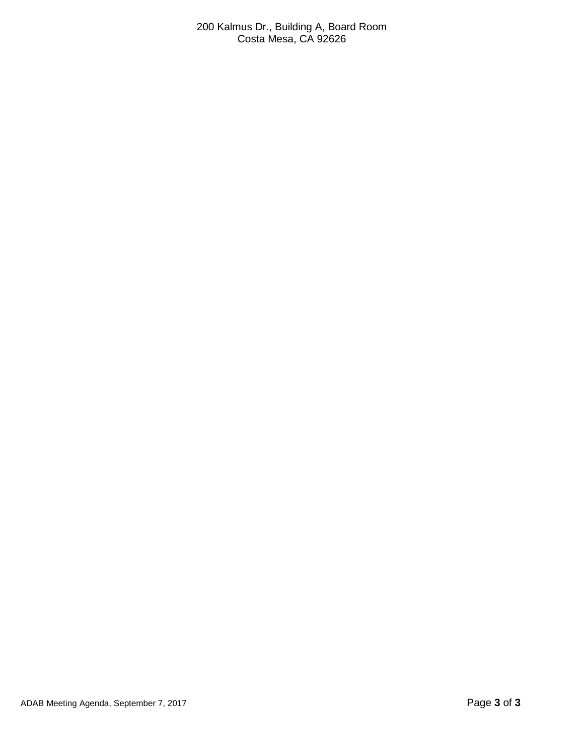200 Kalmus Dr., Building A, Board Room
Costa Mesa, CA 92626